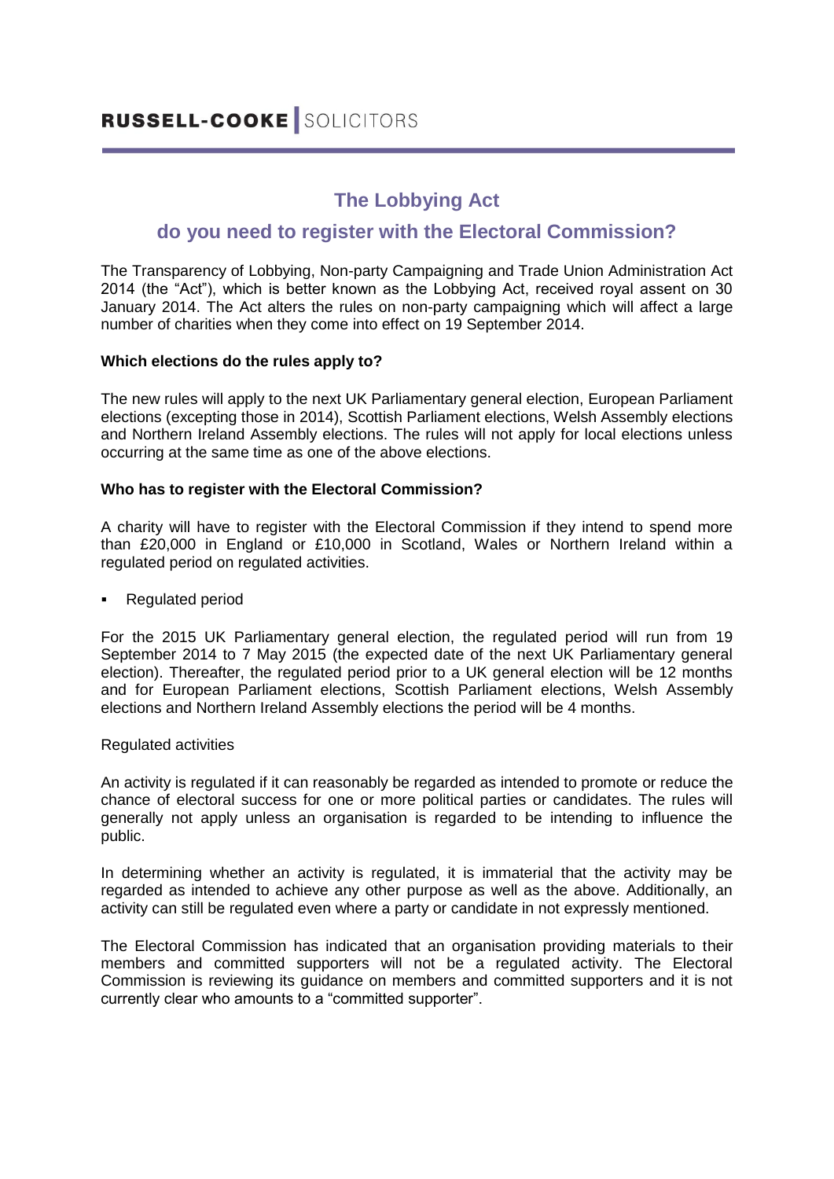RUSSELL-COOKE | SOLICITORS

# The Lobbying Act

## do you need to register with the Electoral Commission?

The Transparency of Lobbying, Non-party Campaigning and Trade Union Administration Act 2014 (the "Act"), which is better known as the Lobbying Act, received royal assent on 30 January 2014. The Act alters the rules on non-party campaigning which will affect a large number of charities when they come into effect on 19 September 2014.

**Which elections do the rules apply to?**

The new rules will apply to the next UK Parliamentary general election, European Parliament elections (excepting those in 2014), Scottish Parliament elections, Welsh Assembly elections and Northern Ireland Assembly elections. The rules will not apply for local elections unless occurring at the same time as one of the above elections.

**Who has to register with the Electoral Commission?**

A charity will have to register with the Electoral Commission if they intend to spend more than £20,000 in England or £10,000 in Scotland, Wales or Northern Ireland within a regulated period on regulated activities.

- Regulated period

For the 2015 UK Parliamentary general election, the regulated period will run from 19 September 2014 to 7 May 2015 (the expected date of the next UK Parliamentary general election). Thereafter, the regulated period prior to a UK general election will be 12 months and for European Parliament elections, Scottish Parliament elections, Welsh Assembly elections and Northern Ireland Assembly elections the period will be 4 months.

Regulated activities

An activity is regulated if it can reasonably be regarded as intended to promote or reduce the chance of electoral success for one or more political parties or candidates. The rules will generally not apply unless an organisation is regarded to be intending to influence the public.

In determining whether an activity is regulated, it is immaterial that the activity may be regarded as intended to achieve any other purpose as well as the above. Additionally, an activity can still be regulated even where a party or candidate in not expressly mentioned.

The Electoral Commission has indicated that an organisation providing materials to their members and committed supporters will not be a regulated activity. The Electoral Commission is reviewing its guidance on members and committed supporters and it is not currently clear who amounts to a "committed supporter".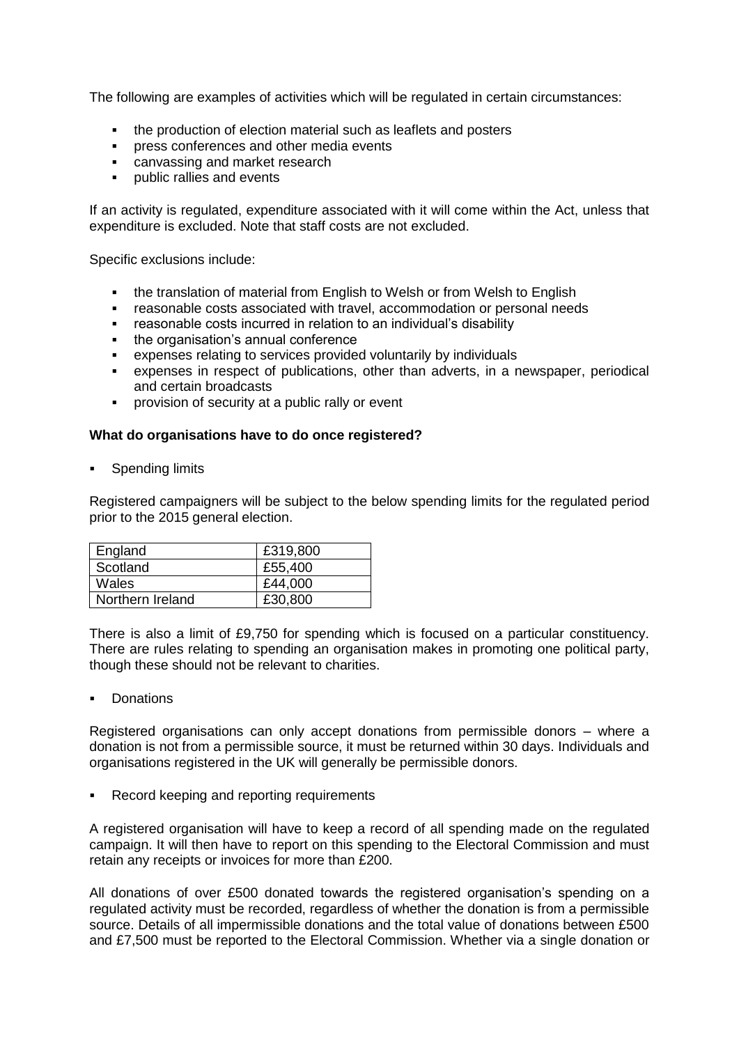The following are examples of activities which will be regulated in certain circumstances:

- the production of election material such as leaflets and posters
- press conferences and other media events
- canvassing and market research
- public rallies and events

If an activity is regulated, expenditure associated with it will come within the Act, unless that expenditure is excluded. Note that staff costs are not excluded.

Specific exclusions include:

- the translation of material from English to Welsh or from Welsh to English
- reasonable costs associated with travel, accommodation or personal needs
- reasonable costs incurred in relation to an individual's disability
- the organisation's annual conference
- expenses relating to services provided voluntarily by individuals
- expenses in respect of publications, other than adverts, in a newspaper, periodical and certain broadcasts
- provision of security at a public rally or event

**What do organisations have to do once registered?**

- Spending limits

Registered campaigners will be subject to the below spending limits for the regulated period prior to the 2015 general election.

| England | £319,800 |
|---|---|
| Scotland | £55,400 |
| Wales | £44,000 |
| Northern Ireland | £30,800 |

There is also a limit of £9,750 for spending which is focused on a particular constituency. There are rules relating to spending an organisation makes in promoting one political party, though these should not be relevant to charities.

- Donations

Registered organisations can only accept donations from permissible donors – where a donation is not from a permissible source, it must be returned within 30 days. Individuals and organisations registered in the UK will generally be permissible donors.

- Record keeping and reporting requirements

A registered organisation will have to keep a record of all spending made on the regulated campaign. It will then have to report on this spending to the Electoral Commission and must retain any receipts or invoices for more than £200.

All donations of over £500 donated towards the registered organisation's spending on a regulated activity must be recorded, regardless of whether the donation is from a permissible source. Details of all impermissible donations and the total value of donations between £500 and £7,500 must be reported to the Electoral Commission. Whether via a single donation or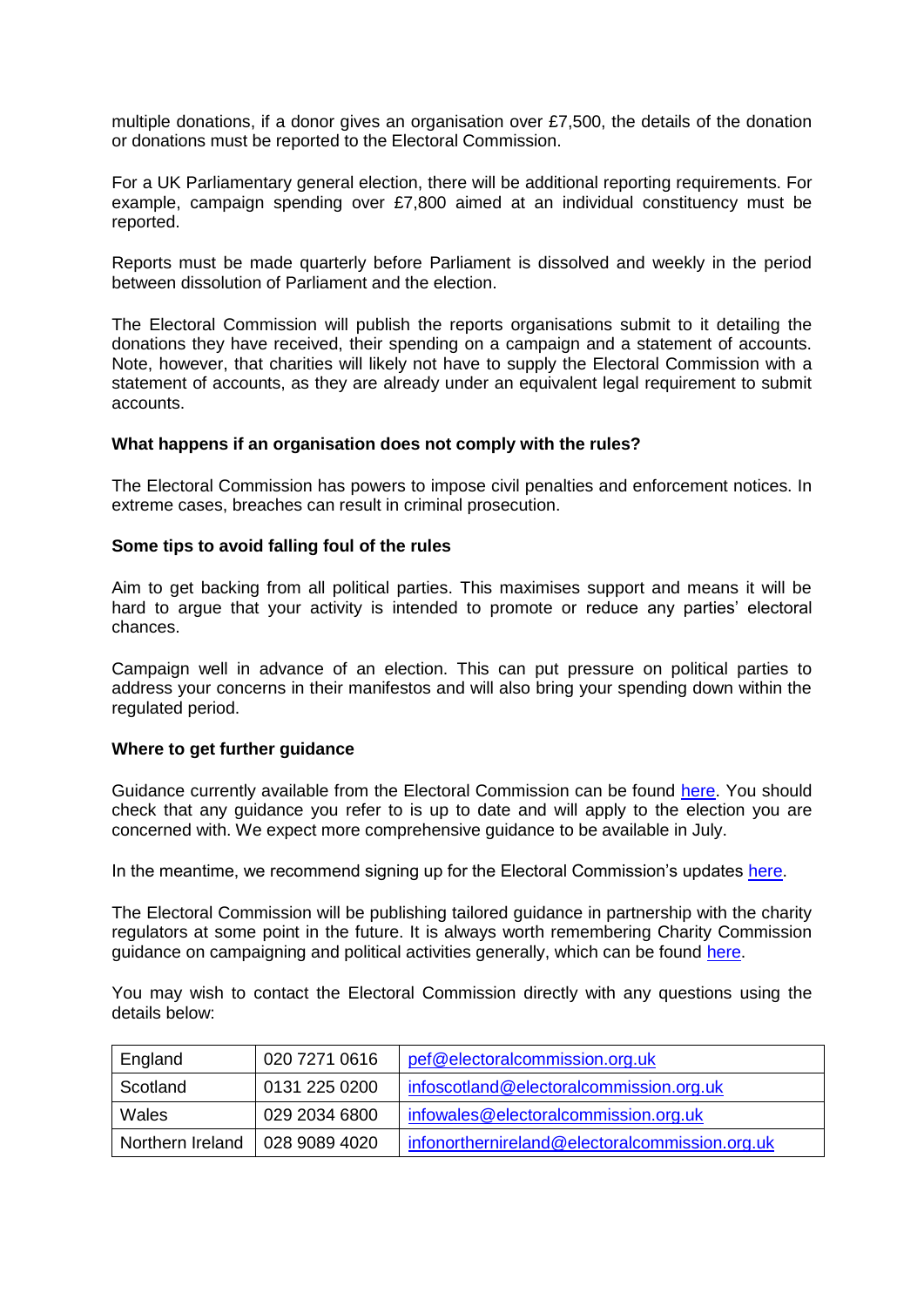multiple donations, if a donor gives an organisation over £7,500, the details of the donation or donations must be reported to the Electoral Commission.

For a UK Parliamentary general election, there will be additional reporting requirements. For example, campaign spending over £7,800 aimed at an individual constituency must be reported.

Reports must be made quarterly before Parliament is dissolved and weekly in the period between dissolution of Parliament and the election.

The Electoral Commission will publish the reports organisations submit to it detailing the donations they have received, their spending on a campaign and a statement of accounts. Note, however, that charities will likely not have to supply the Electoral Commission with a statement of accounts, as they are already under an equivalent legal requirement to submit accounts.

**What happens if an organisation does not comply with the rules?**

The Electoral Commission has powers to impose civil penalties and enforcement notices. In extreme cases, breaches can result in criminal prosecution.

**Some tips to avoid falling foul of the rules**

Aim to get backing from all political parties. This maximises support and means it will be hard to argue that your activity is intended to promote or reduce any parties' electoral chances.

Campaign well in advance of an election. This can put pressure on political parties to address your concerns in their manifestos and will also bring your spending down within the regulated period.

**Where to get further guidance**

Guidance currently available from the Electoral Commission can be found here. You should check that any guidance you refer to is up to date and will apply to the election you are concerned with. We expect more comprehensive guidance to be available in July.

In the meantime, we recommend signing up for the Electoral Commission's updates here.

The Electoral Commission will be publishing tailored guidance in partnership with the charity regulators at some point in the future. It is always worth remembering Charity Commission guidance on campaigning and political activities generally, which can be found here.

You may wish to contact the Electoral Commission directly with any questions using the details below:

| | | |
|---|---|---|
| England | 020 7271 0616 | pef@electoralcommission.org.uk |
| Scotland | 0131 225 0200 | infoscotland@electoralcommission.org.uk |
| Wales | 029 2034 6800 | infowales@electoralcommission.org.uk |
| Northern Ireland | 028 9089 4020 | infonorthernireland@electoralcommission.org.uk |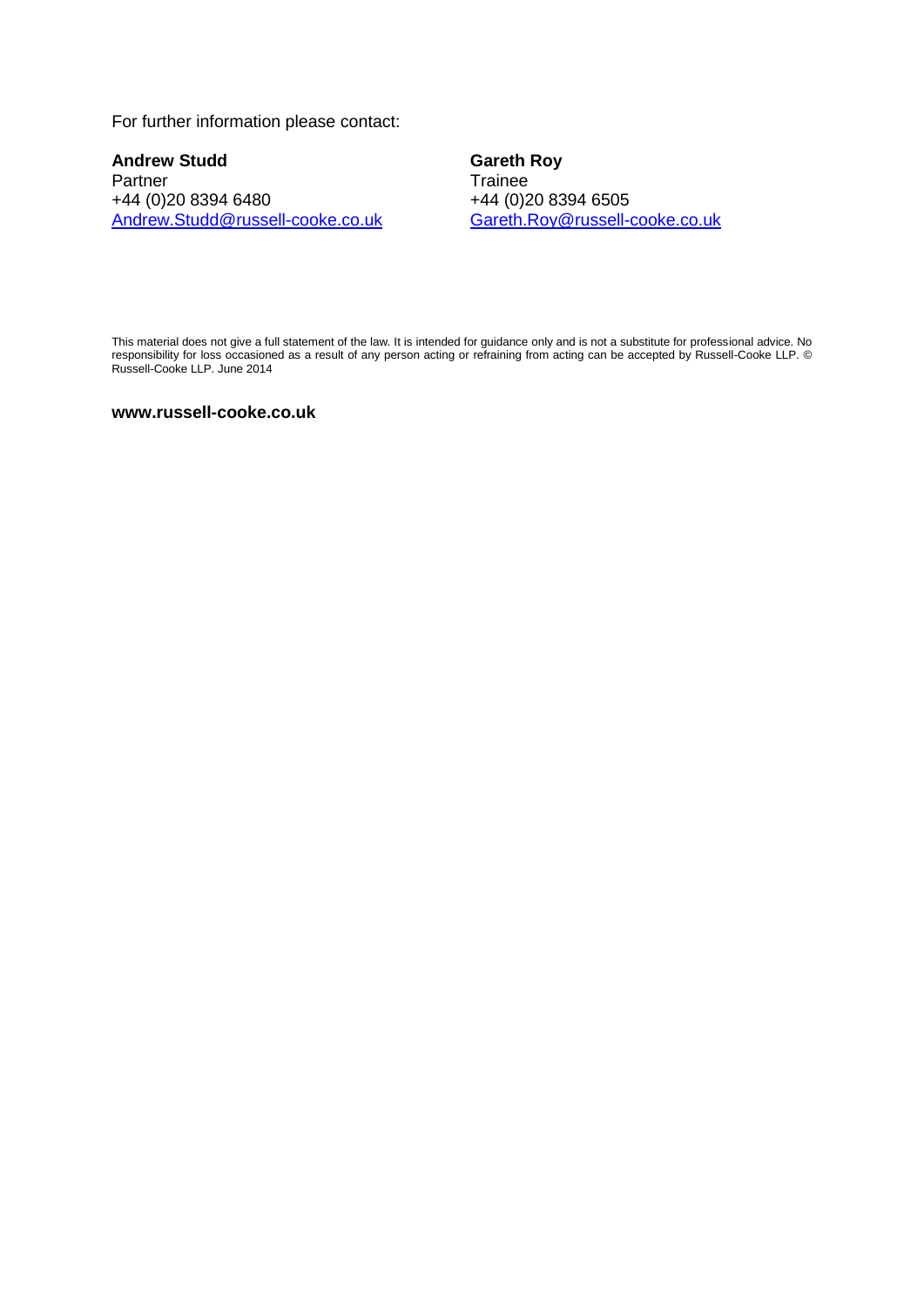For further information please contact:

**Andrew Studd**
Partner
+44 (0)20 8394 6480
Andrew.Studd@russell-cooke.co.uk

**Gareth Roy**
Trainee
+44 (0)20 8394 6505
Gareth.Roy@russell-cooke.co.uk

This material does not give a full statement of the law. It is intended for guidance only and is not a substitute for professional advice. No responsibility for loss occasioned as a result of any person acting or refraining from acting can be accepted by Russell-Cooke LLP. © Russell-Cooke LLP. June 2014

**www.russell-cooke.co.uk**